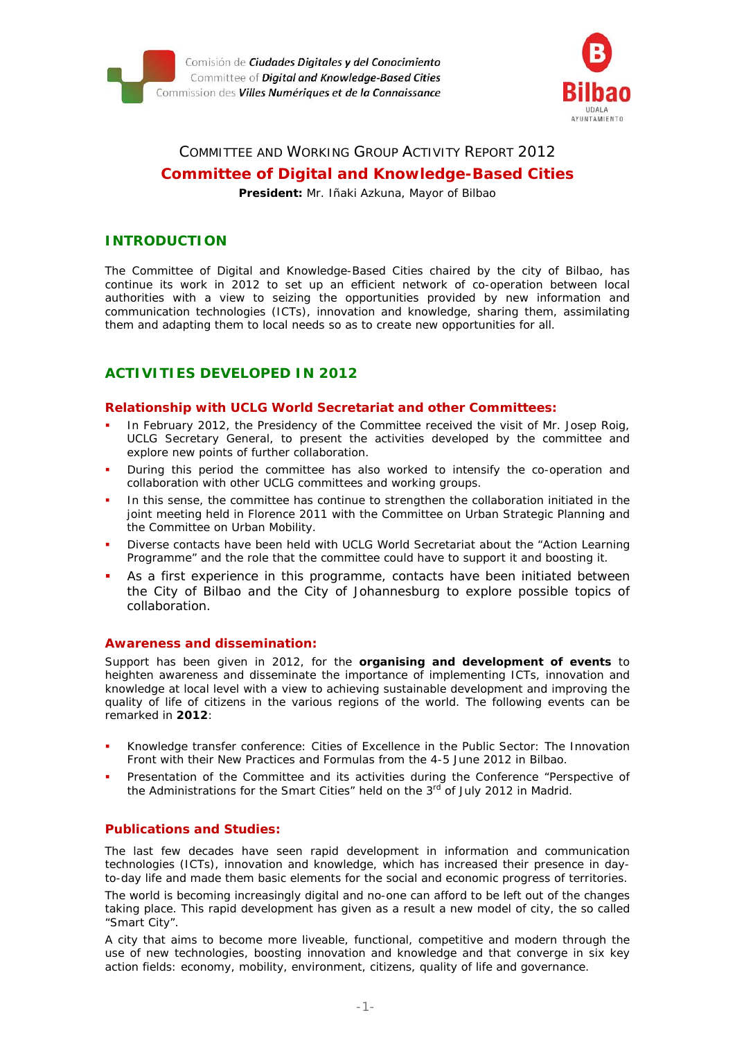Comisión de *Ciudades Digitales y del Conocimiento*
Committee of *Digital and Knowledge-Based Cities*
Commission des *Villes Numériques et de la Connaissance*

Bilbao
UDALA
AYUNTAMIENTO

COMMITTEE AND WORKING GROUP ACTIVITY REPORT 2012

# Committee of Digital and Knowledge-Based Cities

**President:** Mr. Iñaki Azkuna, Mayor of Bilbao

## INTRODUCTION

The Committee of Digital and Knowledge-Based Cities chaired by the city of Bilbao, has continue its work in 2012 to set up an efficient network of co-operation between local authorities with a view to seizing the opportunities provided by new information and communication technologies (ICTs), innovation and knowledge, sharing them, assimilating them and adapting them to local needs so as to create new opportunities for all.

## ACTIVITIES DEVELOPED IN 2012

### Relationship with UCLG World Secretariat and other Committees:

- In February 2012, the Presidency of the Committee received the visit of Mr. Josep Roig, UCLG Secretary General, to present the activities developed by the committee and explore new points of further collaboration.
- During this period the committee has also worked to intensify the co-operation and collaboration with other UCLG committees and working groups.
- In this sense, the committee has continue to strengthen the collaboration initiated in the joint meeting held in Florence 2011 with the Committee on Urban Strategic Planning and the Committee on Urban Mobility.
- Diverse contacts have been held with UCLG World Secretariat about the "Action Learning Programme" and the role that the committee could have to support it and boosting it.
- As a first experience in this programme, contacts have been initiated between the City of Bilbao and the City of Johannesburg to explore possible topics of collaboration.

### Awareness and dissemination:

Support has been given in 2012, for the **organising and development of events** to heighten awareness and disseminate the importance of implementing ICTs, innovation and knowledge at local level with a view to achieving sustainable development and improving the quality of life of citizens in the various regions of the world. The following events can be remarked in **2012**:

- Knowledge transfer conference: Cities of Excellence in the Public Sector: The Innovation Front with their New Practices and Formulas from the 4-5 June 2012 in Bilbao.
- Presentation of the Committee and its activities during the Conference "Perspective of the Administrations for the Smart Cities" held on the 3rd of July 2012 in Madrid.

### Publications and Studies:

The last few decades have seen rapid development in information and communication technologies (ICTs), innovation and knowledge, which has increased their presence in day-to-day life and made them basic elements for the social and economic progress of territories.

The world is becoming increasingly digital and no-one can afford to be left out of the changes taking place. This rapid development has given as a result a new model of city, the so called "Smart City".

A city that aims to become more liveable, functional, competitive and modern through the use of new technologies, boosting innovation and knowledge and that converge in six key action fields: economy, mobility, environment, citizens, quality of life and governance.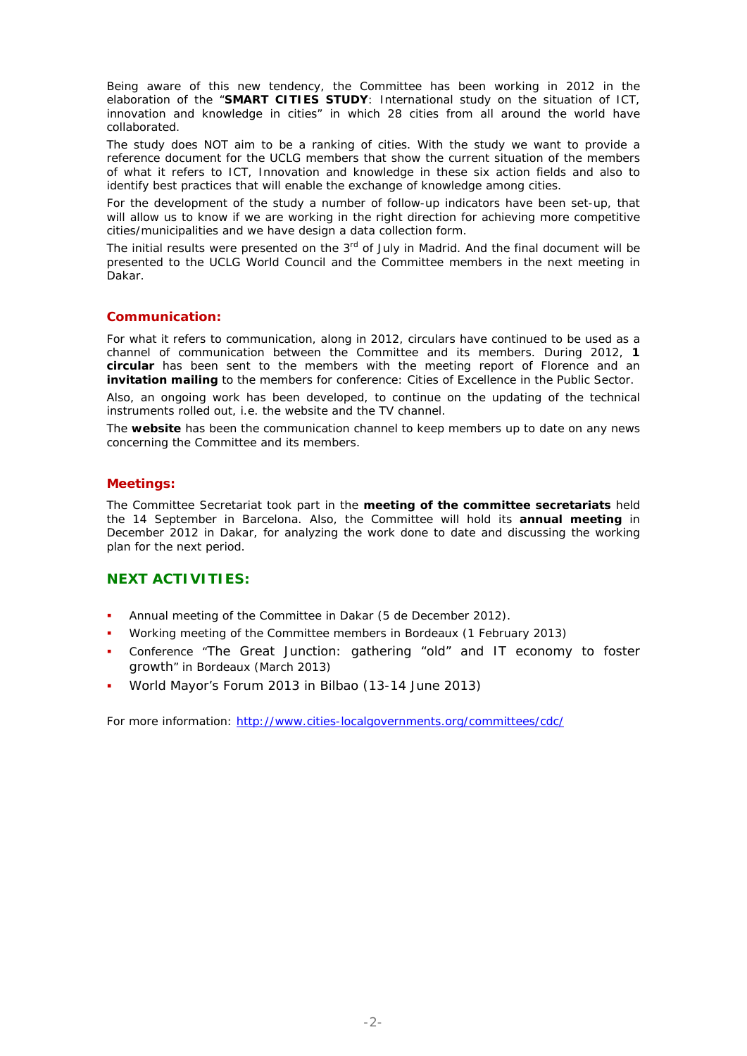Being aware of this new tendency, the Committee has been working in 2012 in the elaboration of the "**SMART CITIES STUDY**: International study on the situation of ICT, innovation and knowledge in cities" in which 28 cities from all around the world have collaborated.

The study does NOT aim to be a ranking of cities. With the study we want to provide a reference document for the UCLG members that show the current situation of the members of what it refers to ICT, Innovation and knowledge in these six action fields and also to identify best practices that will enable the exchange of knowledge among cities.

For the development of the study a number of follow-up indicators have been set-up, that will allow us to know if we are working in the right direction for achieving more competitive cities/municipalities and we have design a data collection form.

The initial results were presented on the 3rd of July in Madrid. And the final document will be presented to the UCLG World Council and the Committee members in the next meeting in Dakar.

### Communication:

For what it refers to communication, along in 2012, circulars have continued to be used as a channel of communication between the Committee and its members. During 2012, **1 circular** has been sent to the members with the meeting report of Florence and an **invitation mailing** to the members for conference: Cities of Excellence in the Public Sector.

Also, an ongoing work has been developed, to continue on the updating of the technical instruments rolled out, i.e. the website and the TV channel.

The **website** has been the communication channel to keep members up to date on any news concerning the Committee and its members.

### Meetings:

The Committee Secretariat took part in the **meeting of the committee secretariats** held the 14 September in Barcelona. Also, the Committee will hold its **annual meeting** in December 2012 in Dakar, for analyzing the work done to date and discussing the working plan for the next period.

## NEXT ACTIVITIES:

- Annual meeting of the Committee in Dakar (5 de December 2012).
- Working meeting of the Committee members in Bordeaux (1 February 2013)
- Conference "The Great Junction: gathering "old" and IT economy to foster growth" in Bordeaux (March 2013)
- World Mayor's Forum 2013 in Bilbao (13-14 June 2013)

For more information: http://www.cities-localgovernments.org/committees/cdc/